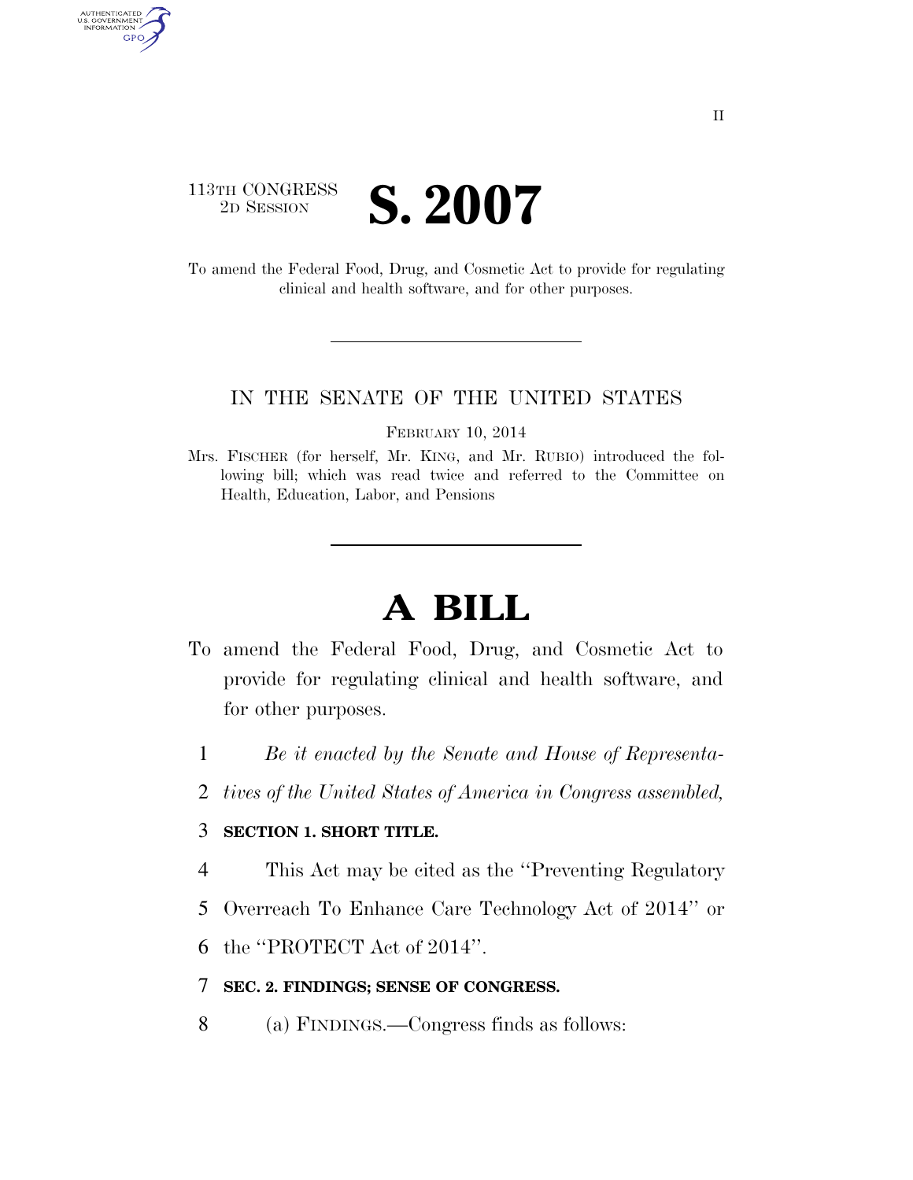113TH CONGRESS
2D SESSION

# S. 2007

To amend the Federal Food, Drug, and Cosmetic Act to provide for regulating clinical and health software, and for other purposes.

---

IN THE SENATE OF THE UNITED STATES

FEBRUARY 10, 2014

Mrs. FISCHER (for herself, Mr. KING, and Mr. RUBIO) introduced the following bill; which was read twice and referred to the Committee on Health, Education, Labor, and Pensions

---

# A BILL

To amend the Federal Food, Drug, and Cosmetic Act to provide for regulating clinical and health software, and for other purposes.

1 *Be it enacted by the Senate and House of Representa-*
2 *tives of the United States of America in Congress assembled,*

3 **SECTION 1. SHORT TITLE.**

4 This Act may be cited as the ''Preventing Regulatory
5 Overreach To Enhance Care Technology Act of 2014'' or
6 the ''PROTECT Act of 2014''.

7 **SEC. 2. FINDINGS; SENSE OF CONGRESS.**

8 (a) FINDINGS.—Congress finds as follows: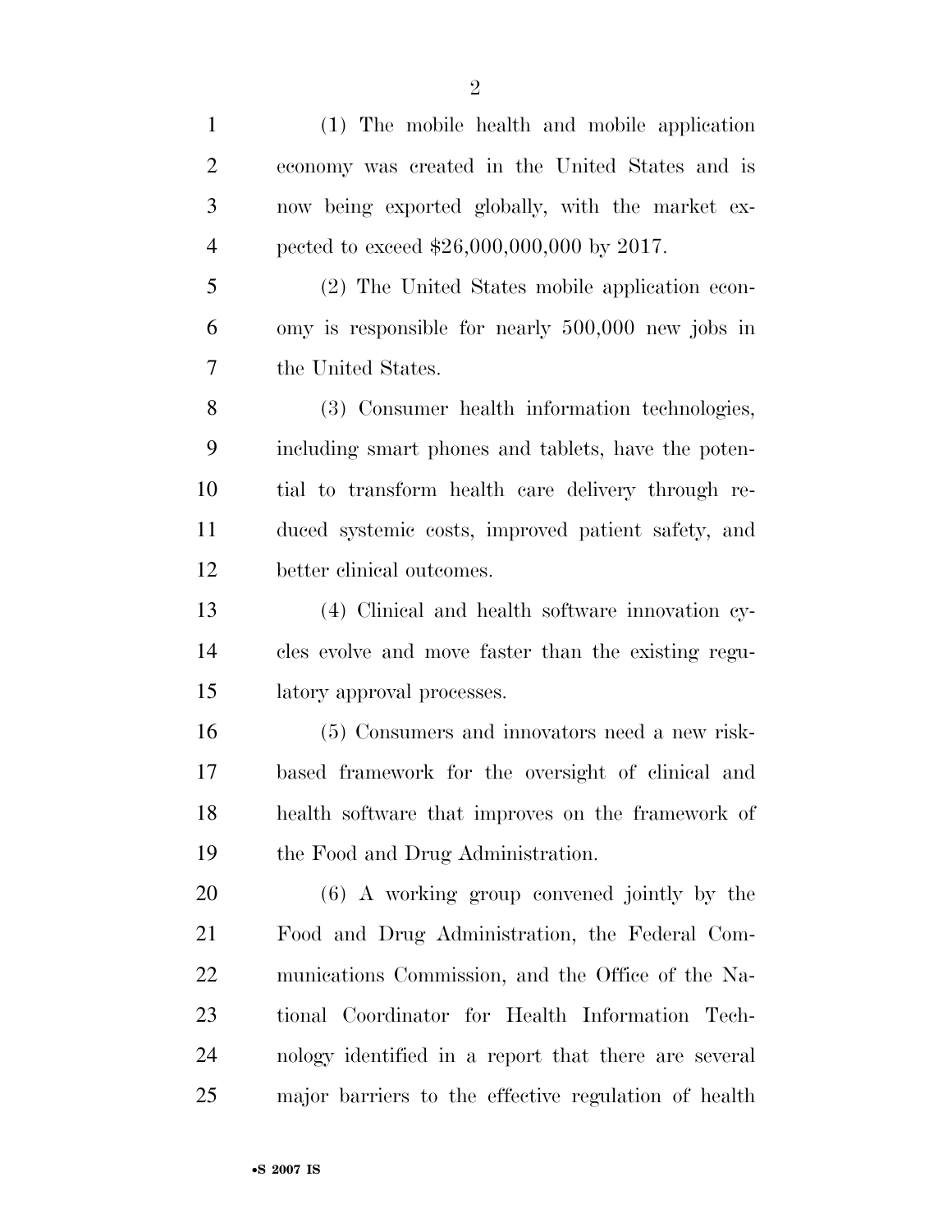(1) The mobile health and mobile application economy was created in the United States and is now being exported globally, with the market expected to exceed $26,000,000,000 by 2017.

(2) The United States mobile application economy is responsible for nearly 500,000 new jobs in the United States.

(3) Consumer health information technologies, including smart phones and tablets, have the potential to transform health care delivery through reduced systemic costs, improved patient safety, and better clinical outcomes.

(4) Clinical and health software innovation cycles evolve and move faster than the existing regulatory approval processes.

(5) Consumers and innovators need a new risk-based framework for the oversight of clinical and health software that improves on the framework of the Food and Drug Administration.

(6) A working group convened jointly by the Food and Drug Administration, the Federal Communications Commission, and the Office of the National Coordinator for Health Information Technology identified in a report that there are several major barriers to the effective regulation of health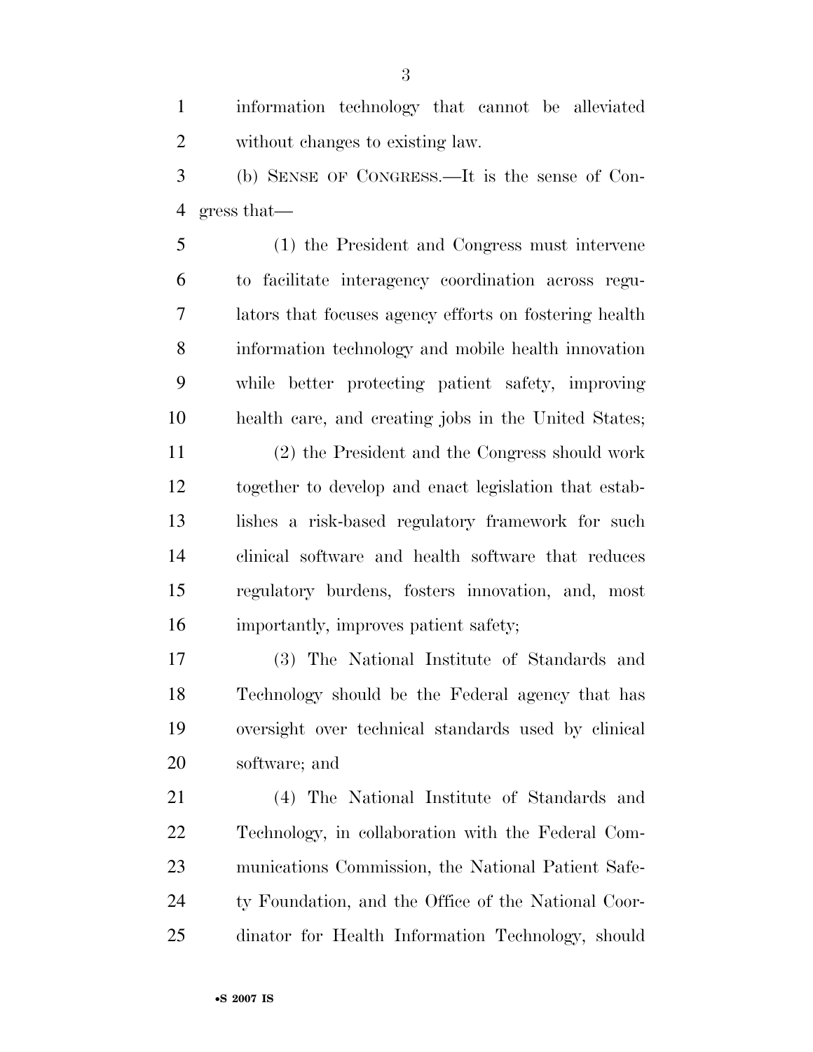information technology that cannot be alleviated without changes to existing law.

(b) SENSE OF CONGRESS.—It is the sense of Congress that—

(1) the President and Congress must intervene to facilitate interagency coordination across regulators that focuses agency efforts on fostering health information technology and mobile health innovation while better protecting patient safety, improving health care, and creating jobs in the United States;

(2) the President and the Congress should work together to develop and enact legislation that establishes a risk-based regulatory framework for such clinical software and health software that reduces regulatory burdens, fosters innovation, and, most importantly, improves patient safety;

(3) The National Institute of Standards and Technology should be the Federal agency that has oversight over technical standards used by clinical software; and

(4) The National Institute of Standards and Technology, in collaboration with the Federal Communications Commission, the National Patient Safety Foundation, and the Office of the National Coordinator for Health Information Technology, should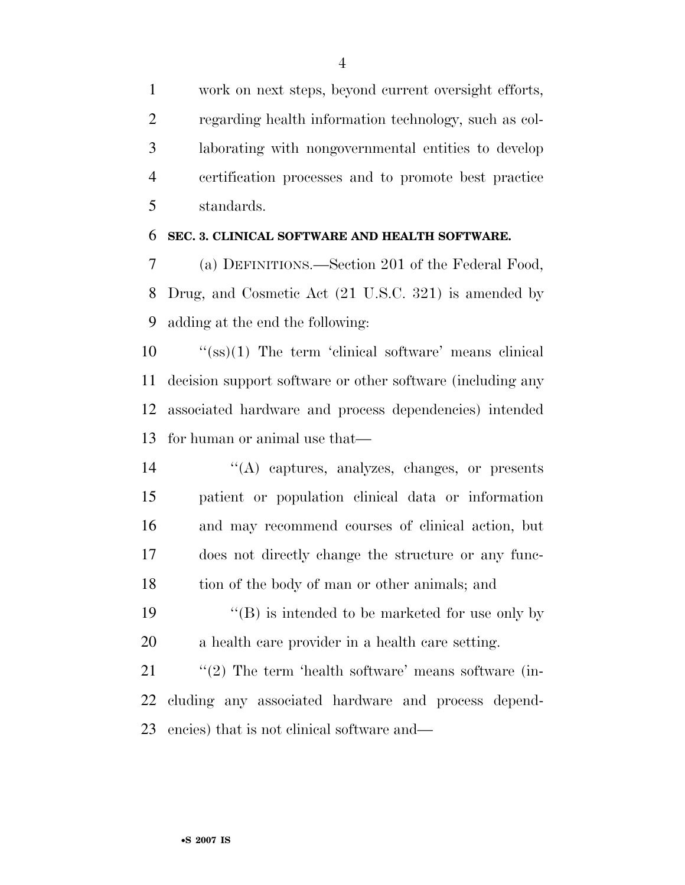work on next steps, beyond current oversight efforts, regarding health information technology, such as collaborating with nongovernmental entities to develop certification processes and to promote best practice standards.

**SEC. 3. CLINICAL SOFTWARE AND HEALTH SOFTWARE.**

(a) DEFINITIONS.—Section 201 of the Federal Food, Drug, and Cosmetic Act (21 U.S.C. 321) is amended by adding at the end the following:

''(ss)(1) The term 'clinical software' means clinical decision support software or other software (including any associated hardware and process dependencies) intended for human or animal use that—

''(A) captures, analyzes, changes, or presents patient or population clinical data or information and may recommend courses of clinical action, but does not directly change the structure or any function of the body of man or other animals; and

''(B) is intended to be marketed for use only by a health care provider in a health care setting.

''(2) The term 'health software' means software (including any associated hardware and process dependencies) that is not clinical software and—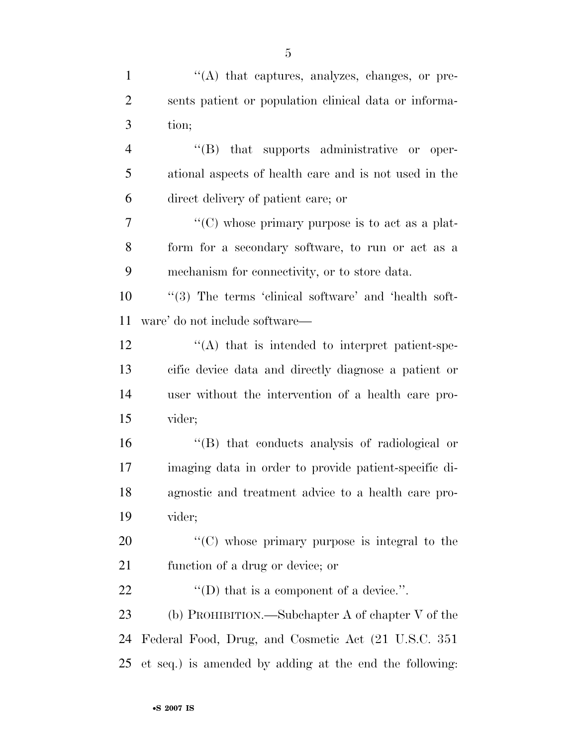''(A) that captures, analyzes, changes, or presents patient or population clinical data or information;

''(B) that supports administrative or operational aspects of health care and is not used in the direct delivery of patient care; or

''(C) whose primary purpose is to act as a platform for a secondary software, to run or act as a mechanism for connectivity, or to store data.

''(3) The terms 'clinical software' and 'health software' do not include software—

''(A) that is intended to interpret patient-specific device data and directly diagnose a patient or user without the intervention of a health care provider;

''(B) that conducts analysis of radiological or imaging data in order to provide patient-specific diagnostic and treatment advice to a health care provider;

''(C) whose primary purpose is integral to the function of a drug or device; or

''(D) that is a component of a device.''.

(b) PROHIBITION.—Subchapter A of chapter V of the Federal Food, Drug, and Cosmetic Act (21 U.S.C. 351 et seq.) is amended by adding at the end the following: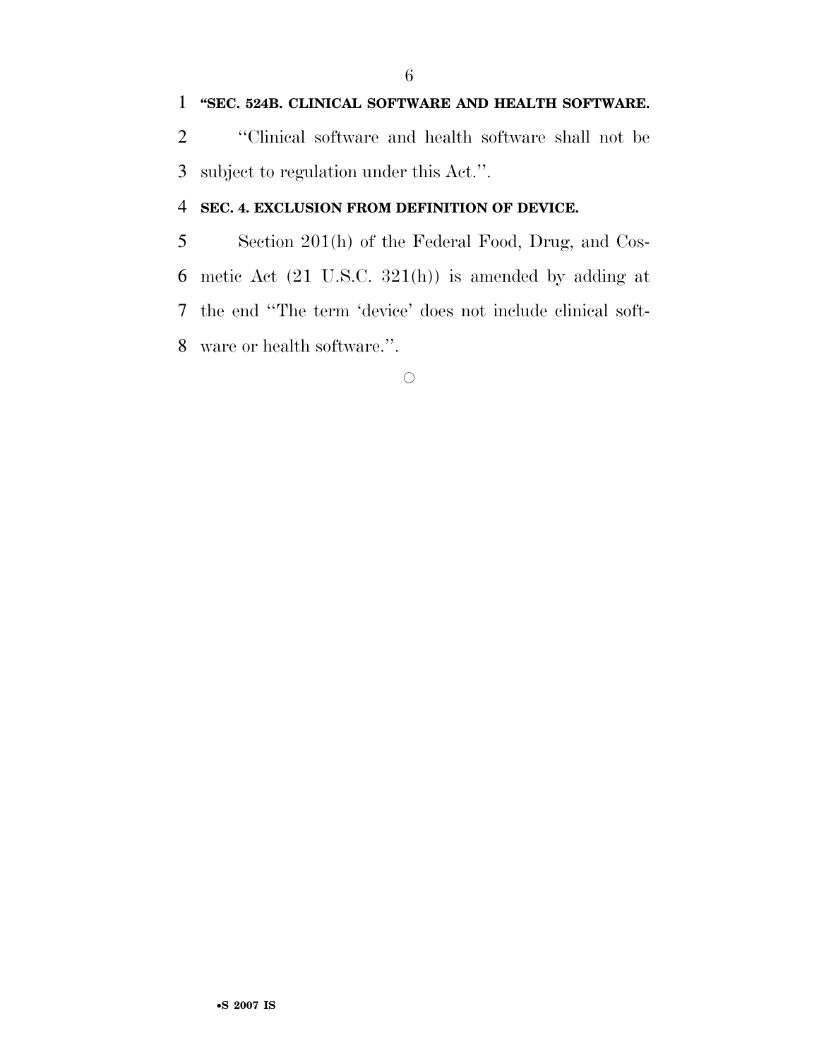**"SEC. 524B. CLINICAL SOFTWARE AND HEALTH SOFTWARE.**

"Clinical software and health software shall not be subject to regulation under this Act.".

**SEC. 4. EXCLUSION FROM DEFINITION OF DEVICE.**

Section 201(h) of the Federal Food, Drug, and Cosmetic Act (21 U.S.C. 321(h)) is amended by adding at the end "The term 'device' does not include clinical software or health software.".